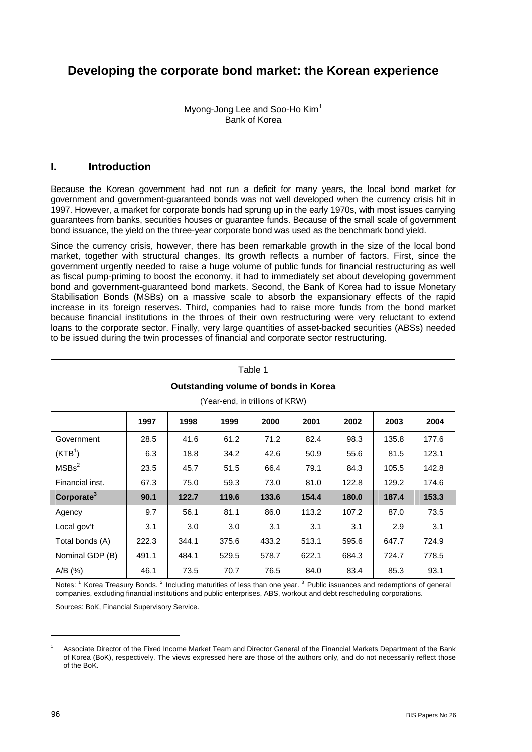# Developing the corporate bond market: the Korean experience

Myong-Jong Lee and Soo-Ho Kim[1]
Bank of Korea

## I. Introduction

Because the Korean government had not run a deficit for many years, the local bond market for government and government-guaranteed bonds was not well developed when the currency crisis hit in 1997. However, a market for corporate bonds had sprung up in the early 1970s, with most issues carrying guarantees from banks, securities houses or guarantee funds. Because of the small scale of government bond issuance, the yield on the three-year corporate bond was used as the benchmark bond yield.

Since the currency crisis, however, there has been remarkable growth in the size of the local bond market, together with structural changes. Its growth reflects a number of factors. First, since the government urgently needed to raise a huge volume of public funds for financial restructuring as well as fiscal pump-priming to boost the economy, it had to immediately set about developing government bond and government-guaranteed bond markets. Second, the Bank of Korea had to issue Monetary Stabilisation Bonds (MSBs) on a massive scale to absorb the expansionary effects of the rapid increase in its foreign reserves. Third, companies had to raise more funds from the bond market because financial institutions in the throes of their own restructuring were very reluctant to extend loans to the corporate sector. Finally, very large quantities of asset-backed securities (ABSs) needed to be issued during the twin processes of financial and corporate sector restructuring.

Table 1

**Outstanding volume of bonds in Korea**

(Year-end, in trillions of KRW)

| | 1997 | 1998 | 1999 | 2000 | 2001 | 2002 | 2003 | 2004 |
|---|---|---|---|---|---|---|---|---|
| Government | 28.5 | 41.6 | 61.2 | 71.2 | 82.4 | 98.3 | 135.8 | 177.6 |
| (KTB[1]) | 6.3 | 18.8 | 34.2 | 42.6 | 50.9 | 55.6 | 81.5 | 123.1 |
| MSBs[2] | 23.5 | 45.7 | 51.5 | 66.4 | 79.1 | 84.3 | 105.5 | 142.8 |
| Financial inst. | 67.3 | 75.0 | 59.3 | 73.0 | 81.0 | 122.8 | 129.2 | 174.6 |
| **Corporate[3]** | **90.1** | **122.7** | **119.6** | **133.6** | **154.4** | **180.0** | **187.4** | **153.3** |
| Agency | 9.7 | 56.1 | 81.1 | 86.0 | 113.2 | 107.2 | 87.0 | 73.5 |
| Local gov't | 3.1 | 3.0 | 3.0 | 3.1 | 3.1 | 3.1 | 2.9 | 3.1 |
| Total bonds (A) | 222.3 | 344.1 | 375.6 | 433.2 | 513.1 | 595.6 | 647.7 | 724.9 |
| Nominal GDP (B) | 491.1 | 484.1 | 529.5 | 578.7 | 622.1 | 684.3 | 724.7 | 778.5 |
| A/B (%) | 46.1 | 73.5 | 70.7 | 76.5 | 84.0 | 83.4 | 85.3 | 93.1 |

Notes: [1] Korea Treasury Bonds. [2] Including maturities of less than one year. [3] Public issuances and redemptions of general companies, excluding financial institutions and public enterprises, ABS, workout and debt rescheduling corporations.

Sources: BoK, Financial Supervisory Service.

---

[1] Associate Director of the Fixed Income Market Team and Director General of the Financial Markets Department of the Bank of Korea (BoK), respectively. The views expressed here are those of the authors only, and do not necessarily reflect those of the BoK.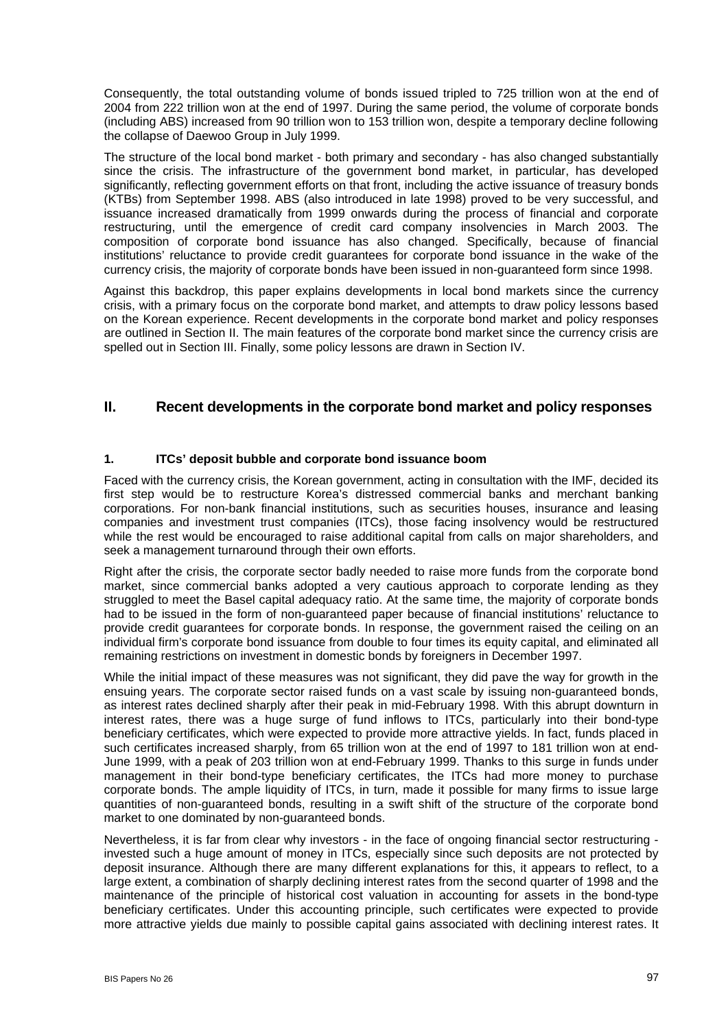Consequently, the total outstanding volume of bonds issued tripled to 725 trillion won at the end of 2004 from 222 trillion won at the end of 1997. During the same period, the volume of corporate bonds (including ABS) increased from 90 trillion won to 153 trillion won, despite a temporary decline following the collapse of Daewoo Group in July 1999.

The structure of the local bond market - both primary and secondary - has also changed substantially since the crisis. The infrastructure of the government bond market, in particular, has developed significantly, reflecting government efforts on that front, including the active issuance of treasury bonds (KTBs) from September 1998. ABS (also introduced in late 1998) proved to be very successful, and issuance increased dramatically from 1999 onwards during the process of financial and corporate restructuring, until the emergence of credit card company insolvencies in March 2003. The composition of corporate bond issuance has also changed. Specifically, because of financial institutions' reluctance to provide credit guarantees for corporate bond issuance in the wake of the currency crisis, the majority of corporate bonds have been issued in non-guaranteed form since 1998.

Against this backdrop, this paper explains developments in local bond markets since the currency crisis, with a primary focus on the corporate bond market, and attempts to draw policy lessons based on the Korean experience. Recent developments in the corporate bond market and policy responses are outlined in Section II. The main features of the corporate bond market since the currency crisis are spelled out in Section III. Finally, some policy lessons are drawn in Section IV.

## II. Recent developments in the corporate bond market and policy responses

### 1. ITCs' deposit bubble and corporate bond issuance boom

Faced with the currency crisis, the Korean government, acting in consultation with the IMF, decided its first step would be to restructure Korea's distressed commercial banks and merchant banking corporations. For non-bank financial institutions, such as securities houses, insurance and leasing companies and investment trust companies (ITCs), those facing insolvency would be restructured while the rest would be encouraged to raise additional capital from calls on major shareholders, and seek a management turnaround through their own efforts.

Right after the crisis, the corporate sector badly needed to raise more funds from the corporate bond market, since commercial banks adopted a very cautious approach to corporate lending as they struggled to meet the Basel capital adequacy ratio. At the same time, the majority of corporate bonds had to be issued in the form of non-guaranteed paper because of financial institutions' reluctance to provide credit guarantees for corporate bonds. In response, the government raised the ceiling on an individual firm's corporate bond issuance from double to four times its equity capital, and eliminated all remaining restrictions on investment in domestic bonds by foreigners in December 1997.

While the initial impact of these measures was not significant, they did pave the way for growth in the ensuing years. The corporate sector raised funds on a vast scale by issuing non-guaranteed bonds, as interest rates declined sharply after their peak in mid-February 1998. With this abrupt downturn in interest rates, there was a huge surge of fund inflows to ITCs, particularly into their bond-type beneficiary certificates, which were expected to provide more attractive yields. In fact, funds placed in such certificates increased sharply, from 65 trillion won at the end of 1997 to 181 trillion won at end-June 1999, with a peak of 203 trillion won at end-February 1999. Thanks to this surge in funds under management in their bond-type beneficiary certificates, the ITCs had more money to purchase corporate bonds. The ample liquidity of ITCs, in turn, made it possible for many firms to issue large quantities of non-guaranteed bonds, resulting in a swift shift of the structure of the corporate bond market to one dominated by non-guaranteed bonds.

Nevertheless, it is far from clear why investors - in the face of ongoing financial sector restructuring - invested such a huge amount of money in ITCs, especially since such deposits are not protected by deposit insurance. Although there are many different explanations for this, it appears to reflect, to a large extent, a combination of sharply declining interest rates from the second quarter of 1998 and the maintenance of the principle of historical cost valuation in accounting for assets in the bond-type beneficiary certificates. Under this accounting principle, such certificates were expected to provide more attractive yields due mainly to possible capital gains associated with declining interest rates. It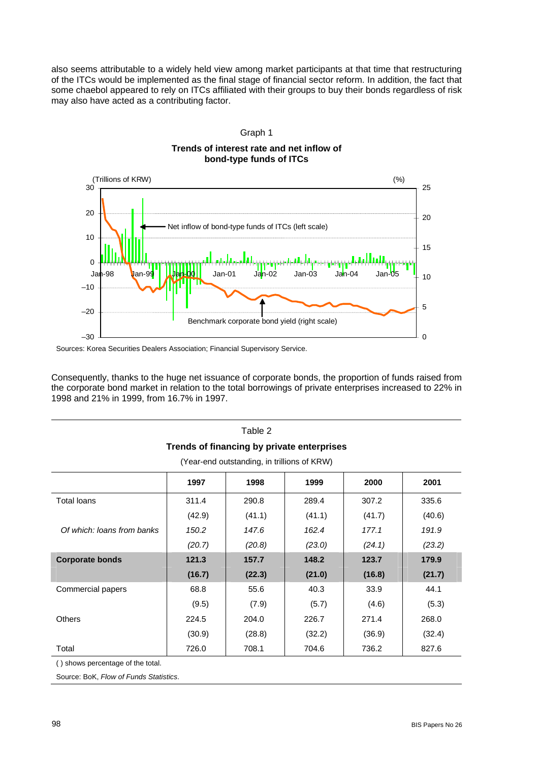also seems attributable to a widely held view among market participants at that time that restructuring of the ITCs would be implemented as the final stage of financial sector reform. In addition, the fact that some chaebol appeared to rely on ITCs affiliated with their groups to buy their bonds regardless of risk may also have acted as a contributing factor.

Graph 1

**Trends of interest rate and net inflow of bond-type funds of ITCs**

Sources: Korea Securities Dealers Association; Financial Supervisory Service.

Consequently, thanks to the huge net issuance of corporate bonds, the proportion of funds raised from the corporate bond market in relation to the total borrowings of private enterprises increased to 22% in 1998 and 21% in 1999, from 16.7% in 1997.

Table 2

**Trends of financing by private enterprises**

(Year-end outstanding, in trillions of KRW)

| | 1997 | 1998 | 1999 | 2000 | 2001 |
|---|---|---|---|---|---|
| Total loans | 311.4 | 290.8 | 289.4 | 307.2 | 335.6 |
| | (42.9) | (41.1) | (41.1) | (41.7) | (40.6) |
| *Of which: loans from banks* | *150.2* | *147.6* | *162.4* | *177.1* | *191.9* |
| | *(20.7)* | *(20.8)* | *(23.0)* | *(24.1)* | *(23.2)* |
| **Corporate bonds** | **121.3** | **157.7** | **148.2** | **123.7** | **179.9** |
| | **(16.7)** | **(22.3)** | **(21.0)** | **(16.8)** | **(21.7)** |
| Commercial papers | 68.8 | 55.6 | 40.3 | 33.9 | 44.1 |
| | (9.5) | (7.9) | (5.7) | (4.6) | (5.3) |
| Others | 224.5 | 204.0 | 226.7 | 271.4 | 268.0 |
| | (30.9) | (28.8) | (32.2) | (36.9) | (32.4) |
| Total | 726.0 | 708.1 | 704.6 | 736.2 | 827.6 |

( ) shows percentage of the total.

Source: BoK, *Flow of Funds Statistics*.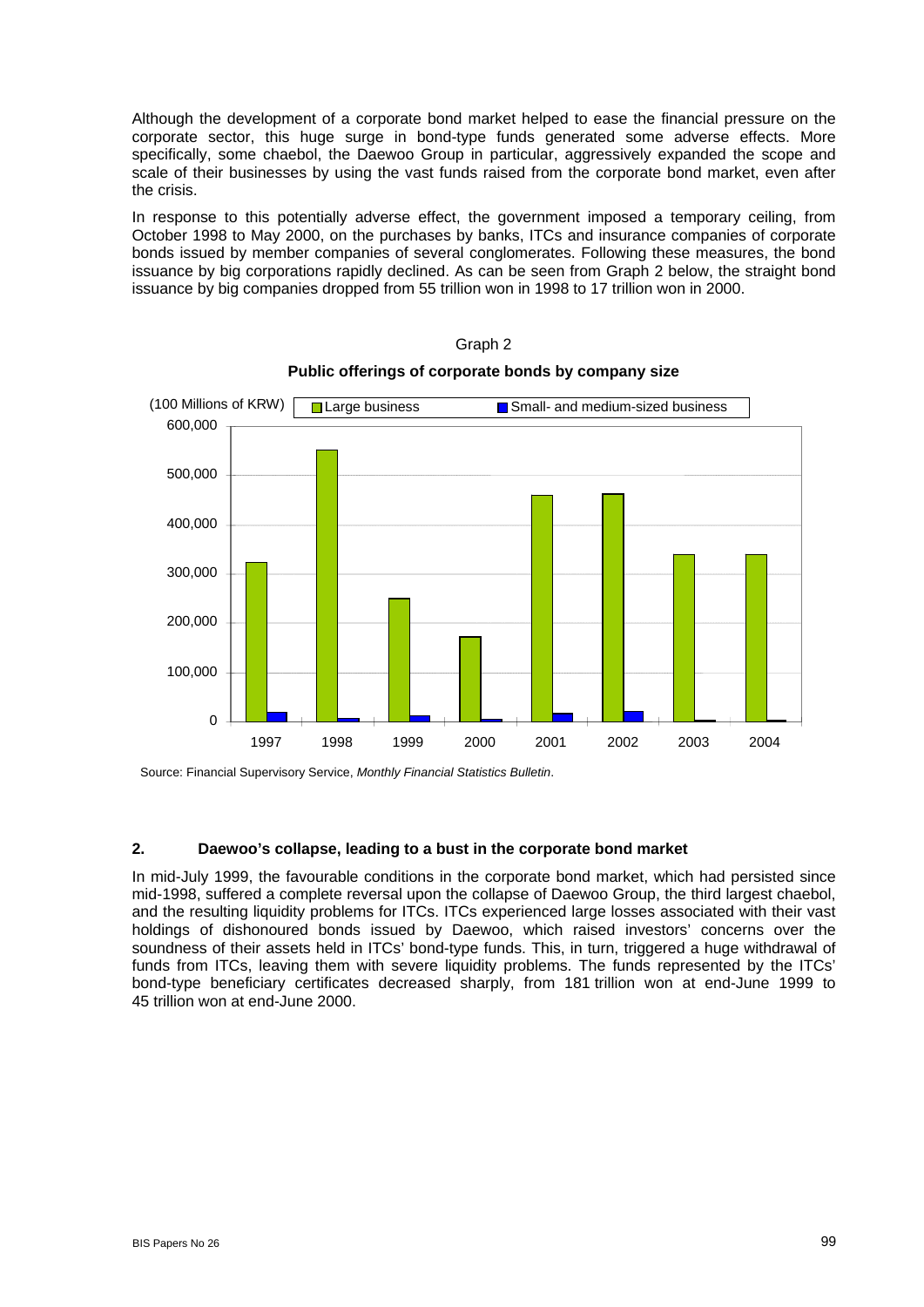Although the development of a corporate bond market helped to ease the financial pressure on the corporate sector, this huge surge in bond-type funds generated some adverse effects. More specifically, some chaebol, the Daewoo Group in particular, aggressively expanded the scope and scale of their businesses by using the vast funds raised from the corporate bond market, even after the crisis.

In response to this potentially adverse effect, the government imposed a temporary ceiling, from October 1998 to May 2000, on the purchases by banks, ITCs and insurance companies of corporate bonds issued by member companies of several conglomerates. Following these measures, the bond issuance by big corporations rapidly declined. As can be seen from Graph 2 below, the straight bond issuance by big companies dropped from 55 trillion won in 1998 to 17 trillion won in 2000.

Graph 2

**Public offerings of corporate bonds by company size**

Source: Financial Supervisory Service, *Monthly Financial Statistics Bulletin*.

## 2. Daewoo's collapse, leading to a bust in the corporate bond market

In mid-July 1999, the favourable conditions in the corporate bond market, which had persisted since mid-1998, suffered a complete reversal upon the collapse of Daewoo Group, the third largest chaebol, and the resulting liquidity problems for ITCs. ITCs experienced large losses associated with their vast holdings of dishonoured bonds issued by Daewoo, which raised investors' concerns over the soundness of their assets held in ITCs' bond-type funds. This, in turn, triggered a huge withdrawal of funds from ITCs, leaving them with severe liquidity problems. The funds represented by the ITCs' bond-type beneficiary certificates decreased sharply, from 181 trillion won at end-June 1999 to 45 trillion won at end-June 2000.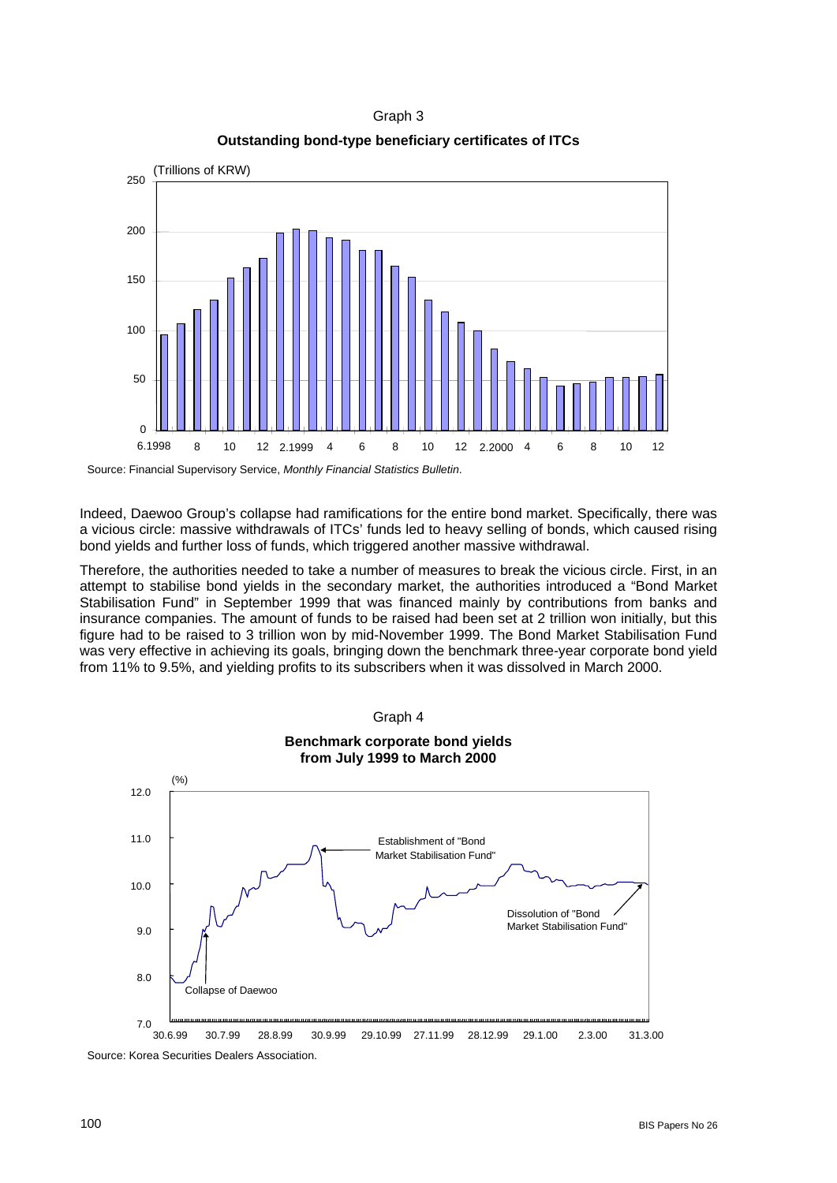Graph 3

**Outstanding bond-type beneficiary certificates of ITCs**

Source: Financial Supervisory Service, *Monthly Financial Statistics Bulletin*.

Indeed, Daewoo Group's collapse had ramifications for the entire bond market. Specifically, there was a vicious circle: massive withdrawals of ITCs' funds led to heavy selling of bonds, which caused rising bond yields and further loss of funds, which triggered another massive withdrawal.

Therefore, the authorities needed to take a number of measures to break the vicious circle. First, in an attempt to stabilise bond yields in the secondary market, the authorities introduced a "Bond Market Stabilisation Fund" in September 1999 that was financed mainly by contributions from banks and insurance companies. The amount of funds to be raised had been set at 2 trillion won initially, but this figure had to be raised to 3 trillion won by mid-November 1999. The Bond Market Stabilisation Fund was very effective in achieving its goals, bringing down the benchmark three-year corporate bond yield from 11% to 9.5%, and yielding profits to its subscribers when it was dissolved in March 2000.

Graph 4

**Benchmark corporate bond yields from July 1999 to March 2000**

Source: Korea Securities Dealers Association.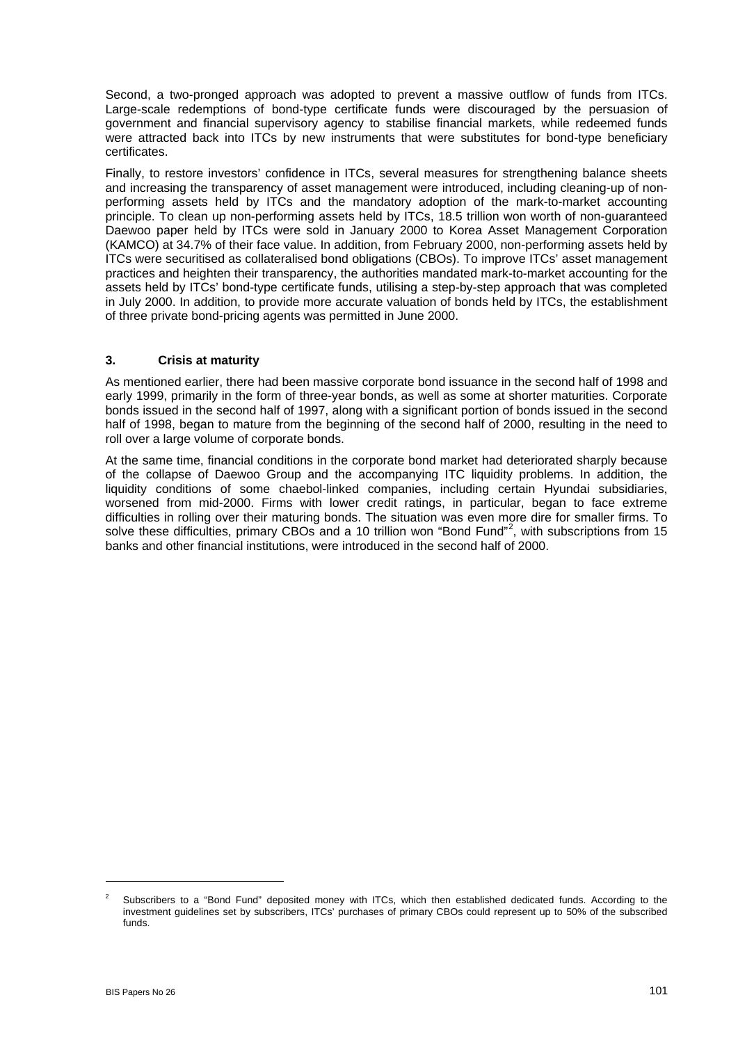Second, a two-pronged approach was adopted to prevent a massive outflow of funds from ITCs. Large-scale redemptions of bond-type certificate funds were discouraged by the persuasion of government and financial supervisory agency to stabilise financial markets, while redeemed funds were attracted back into ITCs by new instruments that were substitutes for bond-type beneficiary certificates.

Finally, to restore investors' confidence in ITCs, several measures for strengthening balance sheets and increasing the transparency of asset management were introduced, including cleaning-up of non-performing assets held by ITCs and the mandatory adoption of the mark-to-market accounting principle. To clean up non-performing assets held by ITCs, 18.5 trillion won worth of non-guaranteed Daewoo paper held by ITCs were sold in January 2000 to Korea Asset Management Corporation (KAMCO) at 34.7% of their face value. In addition, from February 2000, non-performing assets held by ITCs were securitised as collateralised bond obligations (CBOs). To improve ITCs' asset management practices and heighten their transparency, the authorities mandated mark-to-market accounting for the assets held by ITCs' bond-type certificate funds, utilising a step-by-step approach that was completed in July 2000. In addition, to provide more accurate valuation of bonds held by ITCs, the establishment of three private bond-pricing agents was permitted in June 2000.

### 3. Crisis at maturity

As mentioned earlier, there had been massive corporate bond issuance in the second half of 1998 and early 1999, primarily in the form of three-year bonds, as well as some at shorter maturities. Corporate bonds issued in the second half of 1997, along with a significant portion of bonds issued in the second half of 1998, began to mature from the beginning of the second half of 2000, resulting in the need to roll over a large volume of corporate bonds.

At the same time, financial conditions in the corporate bond market had deteriorated sharply because of the collapse of Daewoo Group and the accompanying ITC liquidity problems. In addition, the liquidity conditions of some chaebol-linked companies, including certain Hyundai subsidiaries, worsened from mid-2000. Firms with lower credit ratings, in particular, began to face extreme difficulties in rolling over their maturing bonds. The situation was even more dire for smaller firms. To solve these difficulties, primary CBOs and a 10 trillion won "Bond Fund"[2], with subscriptions from 15 banks and other financial institutions, were introduced in the second half of 2000.

---

[2] Subscribers to a "Bond Fund" deposited money with ITCs, which then established dedicated funds. According to the investment guidelines set by subscribers, ITCs' purchases of primary CBOs could represent up to 50% of the subscribed funds.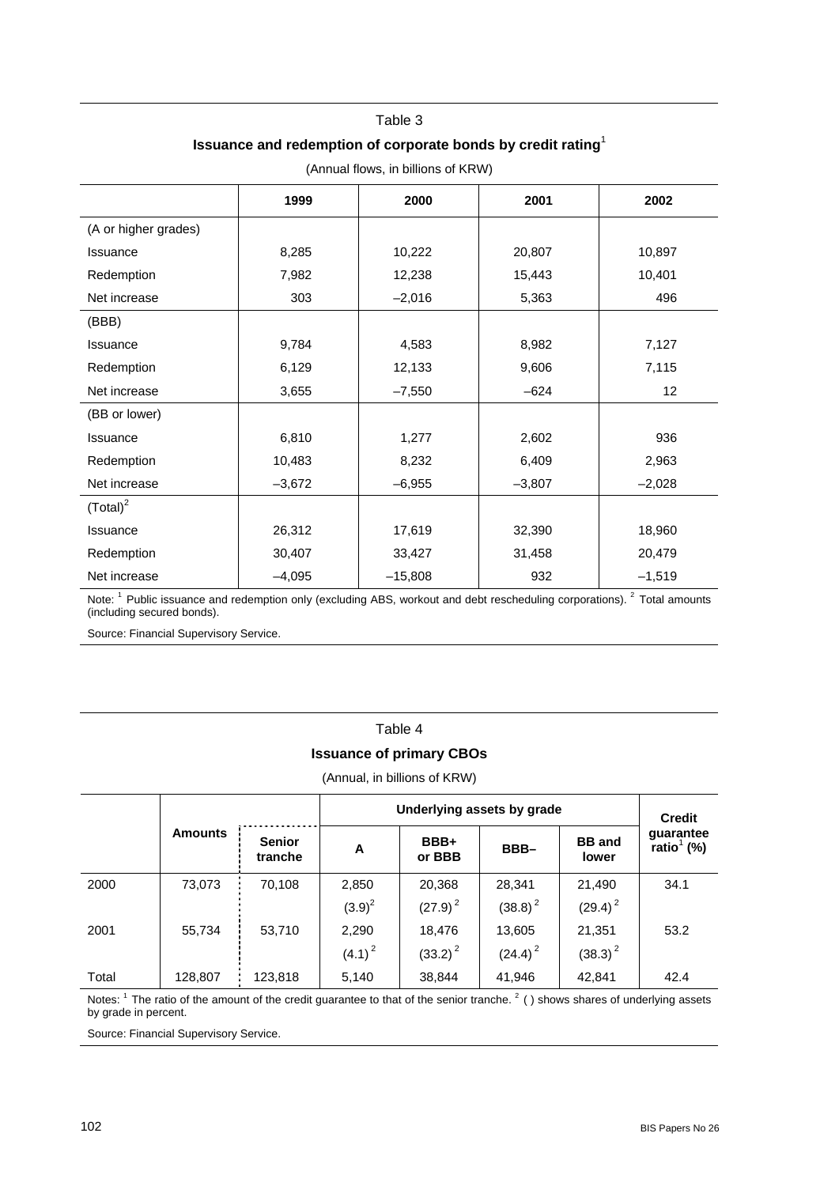Table 3

**Issuance and redemption of corporate bonds by credit rating**[1]

(Annual flows, in billions of KRW)

| | 1999 | 2000 | 2001 | 2002 |
|---|---|---|---|---|
| (A or higher grades) | | | | |
| Issuance | 8,285 | 10,222 | 20,807 | 10,897 |
| Redemption | 7,982 | 12,238 | 15,443 | 10,401 |
| Net increase | 303 | –2,016 | 5,363 | 496 |
| (BBB) | | | | |
| Issuance | 9,784 | 4,583 | 8,982 | 7,127 |
| Redemption | 6,129 | 12,133 | 9,606 | 7,115 |
| Net increase | 3,655 | –7,550 | –624 | 12 |
| (BB or lower) | | | | |
| Issuance | 6,810 | 1,277 | 2,602 | 936 |
| Redemption | 10,483 | 8,232 | 6,409 | 2,963 |
| Net increase | –3,672 | –6,955 | –3,807 | –2,028 |
| (Total)[2] | | | | |
| Issuance | 26,312 | 17,619 | 32,390 | 18,960 |
| Redemption | 30,407 | 33,427 | 31,458 | 20,479 |
| Net increase | –4,095 | –15,808 | 932 | –1,519 |

Note: [1] Public issuance and redemption only (excluding ABS, workout and debt rescheduling corporations). [2] Total amounts (including secured bonds).

Source: Financial Supervisory Service.

Table 4

**Issuance of primary CBOs**

(Annual, in billions of KRW)

| | Amounts | Senior tranche | Underlying assets by grade | | | | Credit guarantee ratio[1] (%) |
|---|---|---|---|---|---|---|---|
| | | | A | BBB+ or BBB | BBB– | BB and lower | |
| 2000 | 73,073 | 70,108 | 2,850 | 20,368 | 28,341 | 21,490 | 34.1 |
| | | | (3.9)[2] | (27.9)[2] | (38.8)[2] | (29.4)[2] | |
| 2001 | 55,734 | 53,710 | 2,290 | 18,476 | 13,605 | 21,351 | 53.2 |
| | | | (4.1)[2] | (33.2)[2] | (24.4)[2] | (38.3)[2] | |
| Total | 128,807 | 123,818 | 5,140 | 38,844 | 41,946 | 42,841 | 42.4 |

Notes: [1] The ratio of the amount of the credit guarantee to that of the senior tranche. [2] ( ) shows shares of underlying assets by grade in percent.

Source: Financial Supervisory Service.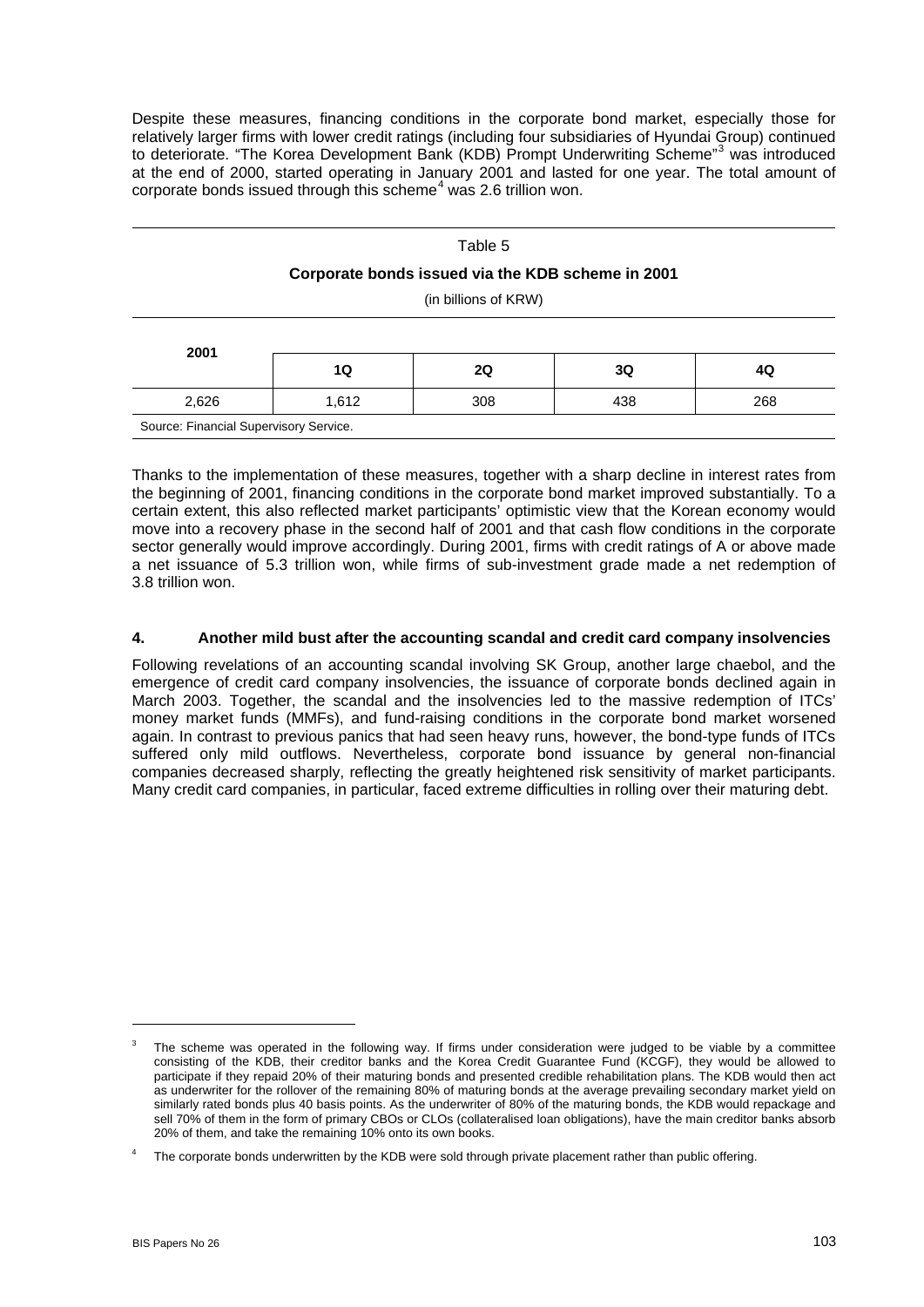Despite these measures, financing conditions in the corporate bond market, especially those for relatively larger firms with lower credit ratings (including four subsidiaries of Hyundai Group) continued to deteriorate. "The Korea Development Bank (KDB) Prompt Underwriting Scheme"[3] was introduced at the end of 2000, started operating in January 2001 and lasted for one year. The total amount of corporate bonds issued through this scheme[4] was 2.6 trillion won.

Table 5

**Corporate bonds issued via the KDB scheme in 2001**

(in billions of KRW)

| 2001 | 1Q | 2Q | 3Q | 4Q |
|---|---|---|---|---|
| 2,626 | 1,612 | 308 | 438 | 268 |

Source: Financial Supervisory Service.

Thanks to the implementation of these measures, together with a sharp decline in interest rates from the beginning of 2001, financing conditions in the corporate bond market improved substantially. To a certain extent, this also reflected market participants' optimistic view that the Korean economy would move into a recovery phase in the second half of 2001 and that cash flow conditions in the corporate sector generally would improve accordingly. During 2001, firms with credit ratings of A or above made a net issuance of 5.3 trillion won, while firms of sub-investment grade made a net redemption of 3.8 trillion won.

### 4. Another mild bust after the accounting scandal and credit card company insolvencies

Following revelations of an accounting scandal involving SK Group, another large chaebol, and the emergence of credit card company insolvencies, the issuance of corporate bonds declined again in March 2003. Together, the scandal and the insolvencies led to the massive redemption of ITCs' money market funds (MMFs), and fund-raising conditions in the corporate bond market worsened again. In contrast to previous panics that had seen heavy runs, however, the bond-type funds of ITCs suffered only mild outflows. Nevertheless, corporate bond issuance by general non-financial companies decreased sharply, reflecting the greatly heightened risk sensitivity of market participants. Many credit card companies, in particular, faced extreme difficulties in rolling over their maturing debt.

---

[3] The scheme was operated in the following way. If firms under consideration were judged to be viable by a committee consisting of the KDB, their creditor banks and the Korea Credit Guarantee Fund (KCGF), they would be allowed to participate if they repaid 20% of their maturing bonds and presented credible rehabilitation plans. The KDB would then act as underwriter for the rollover of the remaining 80% of maturing bonds at the average prevailing secondary market yield on similarly rated bonds plus 40 basis points. As the underwriter of 80% of the maturing bonds, the KDB would repackage and sell 70% of them in the form of primary CBOs or CLOs (collateralised loan obligations), have the main creditor banks absorb 20% of them, and take the remaining 10% onto its own books.

[4] The corporate bonds underwritten by the KDB were sold through private placement rather than public offering.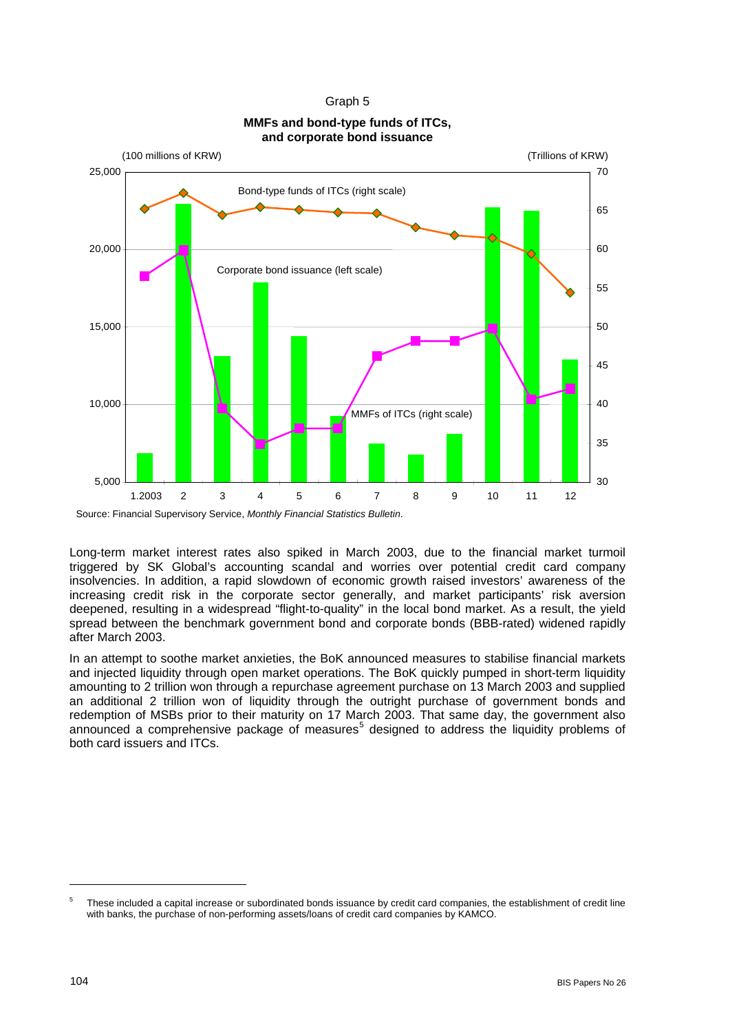Graph 5

**MMFs and bond-type funds of ITCs, and corporate bond issuance**

Source: Financial Supervisory Service, *Monthly Financial Statistics Bulletin*.

Long-term market interest rates also spiked in March 2003, due to the financial market turmoil triggered by SK Global's accounting scandal and worries over potential credit card company insolvencies. In addition, a rapid slowdown of economic growth raised investors' awareness of the increasing credit risk in the corporate sector generally, and market participants' risk aversion deepened, resulting in a widespread "flight-to-quality" in the local bond market. As a result, the yield spread between the benchmark government bond and corporate bonds (BBB-rated) widened rapidly after March 2003.

In an attempt to soothe market anxieties, the BoK announced measures to stabilise financial markets and injected liquidity through open market operations. The BoK quickly pumped in short-term liquidity amounting to 2 trillion won through a repurchase agreement purchase on 13 March 2003 and supplied an additional 2 trillion won of liquidity through the outright purchase of government bonds and redemption of MSBs prior to their maturity on 17 March 2003. That same day, the government also announced a comprehensive package of measures[5] designed to address the liquidity problems of both card issuers and ITCs.

[5] These included a capital increase or subordinated bonds issuance by credit card companies, the establishment of credit line with banks, the purchase of non-performing assets/loans of credit card companies by KAMCO.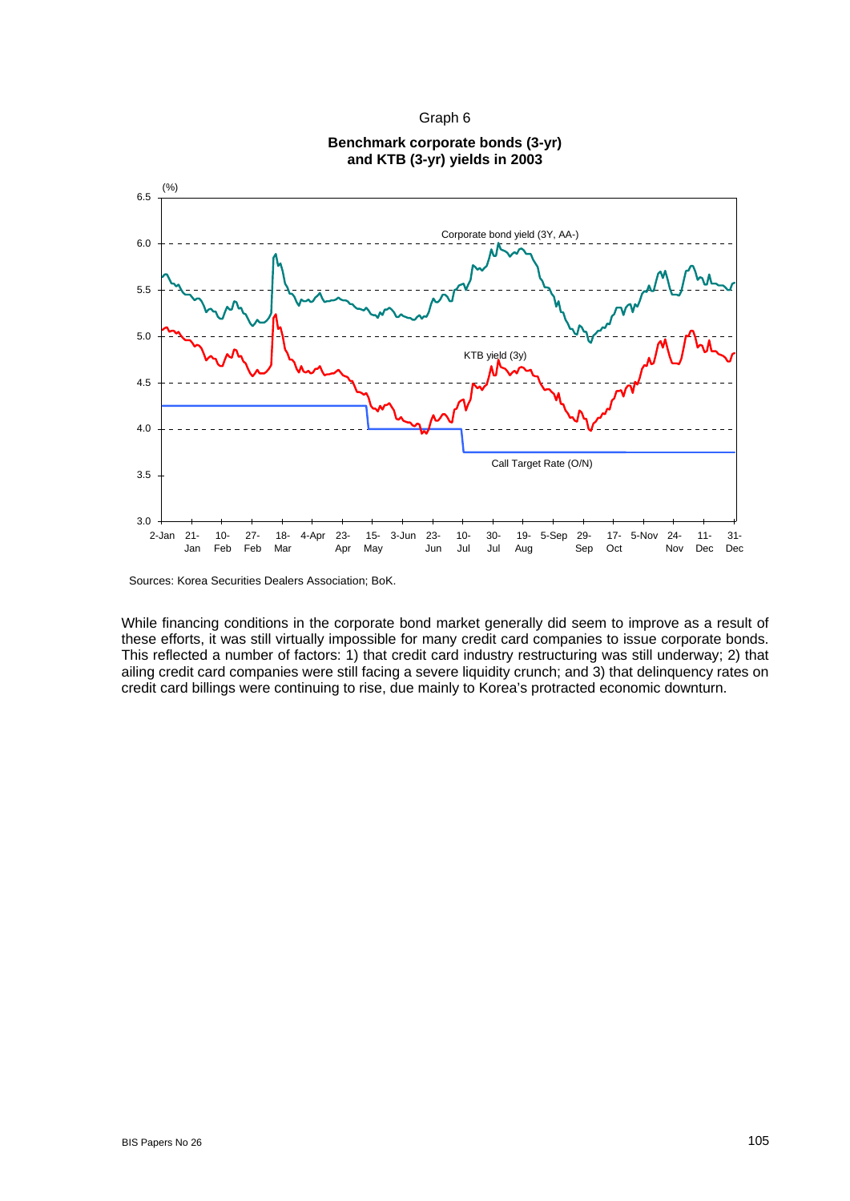Graph 6

**Benchmark corporate bonds (3-yr) and KTB (3-yr) yields in 2003**

Sources: Korea Securities Dealers Association; BoK.

While financing conditions in the corporate bond market generally did seem to improve as a result of these efforts, it was still virtually impossible for many credit card companies to issue corporate bonds. This reflected a number of factors: 1) that credit card industry restructuring was still underway; 2) that ailing credit card companies were still facing a severe liquidity crunch; and 3) that delinquency rates on credit card billings were continuing to rise, due mainly to Korea's protracted economic downturn.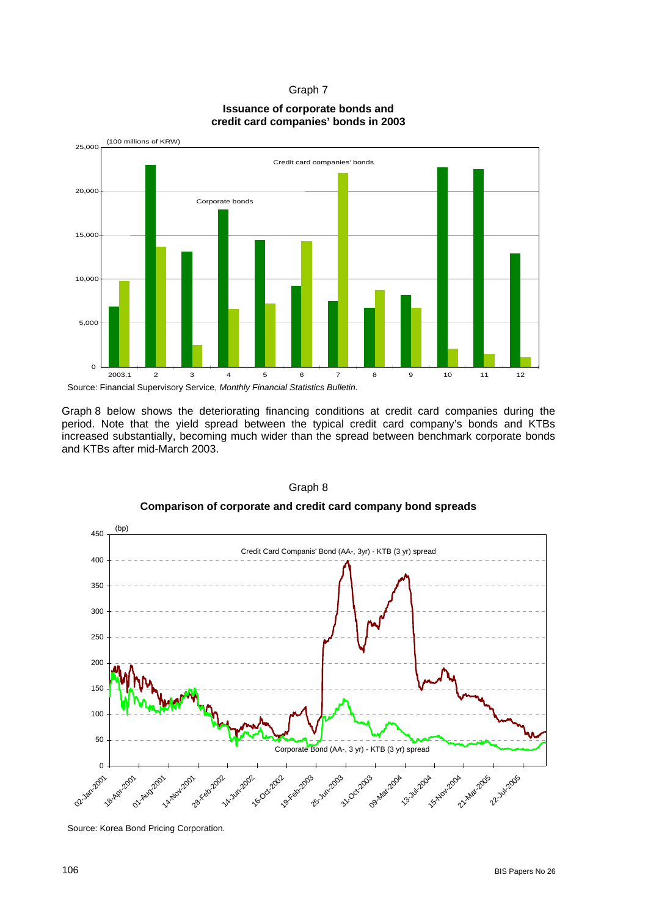Graph 7

**Issuance of corporate bonds and credit card companies' bonds in 2003**

Source: Financial Supervisory Service, *Monthly Financial Statistics Bulletin*.

Graph 8 below shows the deteriorating financing conditions at credit card companies during the period. Note that the yield spread between the typical credit card company's bonds and KTBs increased substantially, becoming much wider than the spread between benchmark corporate bonds and KTBs after mid-March 2003.

Graph 8

**Comparison of corporate and credit card company bond spreads**

Source: Korea Bond Pricing Corporation.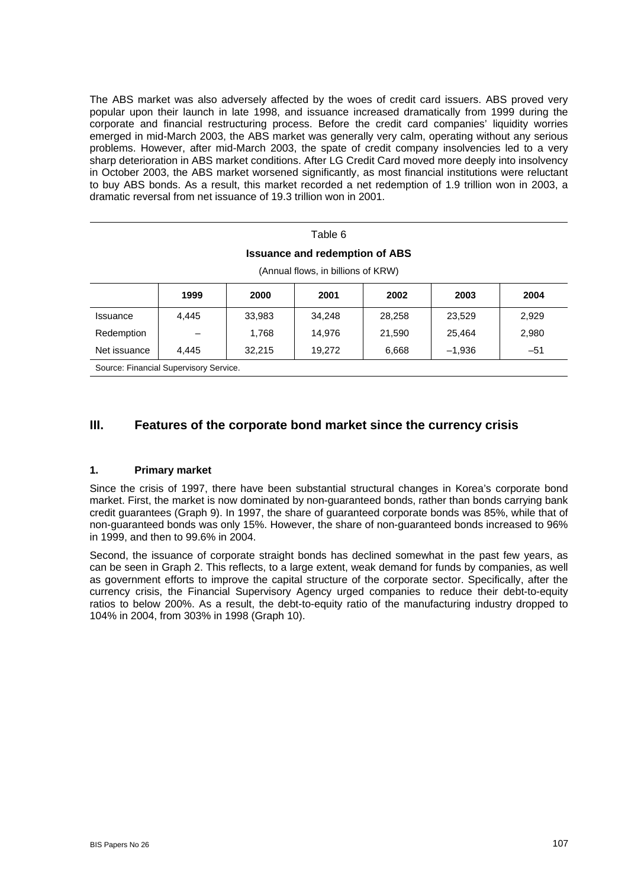The ABS market was also adversely affected by the woes of credit card issuers. ABS proved very popular upon their launch in late 1998, and issuance increased dramatically from 1999 during the corporate and financial restructuring process. Before the credit card companies' liquidity worries emerged in mid-March 2003, the ABS market was generally very calm, operating without any serious problems. However, after mid-March 2003, the spate of credit company insolvencies led to a very sharp deterioration in ABS market conditions. After LG Credit Card moved more deeply into insolvency in October 2003, the ABS market worsened significantly, as most financial institutions were reluctant to buy ABS bonds. As a result, this market recorded a net redemption of 1.9 trillion won in 2003, a dramatic reversal from net issuance of 19.3 trillion won in 2001.

Table 6

**Issuance and redemption of ABS**

(Annual flows, in billions of KRW)

| | 1999 | 2000 | 2001 | 2002 | 2003 | 2004 |
|---|---|---|---|---|---|---|
| Issuance | 4,445 | 33,983 | 34,248 | 28,258 | 23,529 | 2,929 |
| Redemption | – | 1,768 | 14,976 | 21,590 | 25,464 | 2,980 |
| Net issuance | 4,445 | 32,215 | 19,272 | 6,668 | –1,936 | –51 |

Source: Financial Supervisory Service.

## III. Features of the corporate bond market since the currency crisis

### 1. Primary market

Since the crisis of 1997, there have been substantial structural changes in Korea's corporate bond market. First, the market is now dominated by non-guaranteed bonds, rather than bonds carrying bank credit guarantees (Graph 9). In 1997, the share of guaranteed corporate bonds was 85%, while that of non-guaranteed bonds was only 15%. However, the share of non-guaranteed bonds increased to 96% in 1999, and then to 99.6% in 2004.

Second, the issuance of corporate straight bonds has declined somewhat in the past few years, as can be seen in Graph 2. This reflects, to a large extent, weak demand for funds by companies, as well as government efforts to improve the capital structure of the corporate sector. Specifically, after the currency crisis, the Financial Supervisory Agency urged companies to reduce their debt-to-equity ratios to below 200%. As a result, the debt-to-equity ratio of the manufacturing industry dropped to 104% in 2004, from 303% in 1998 (Graph 10).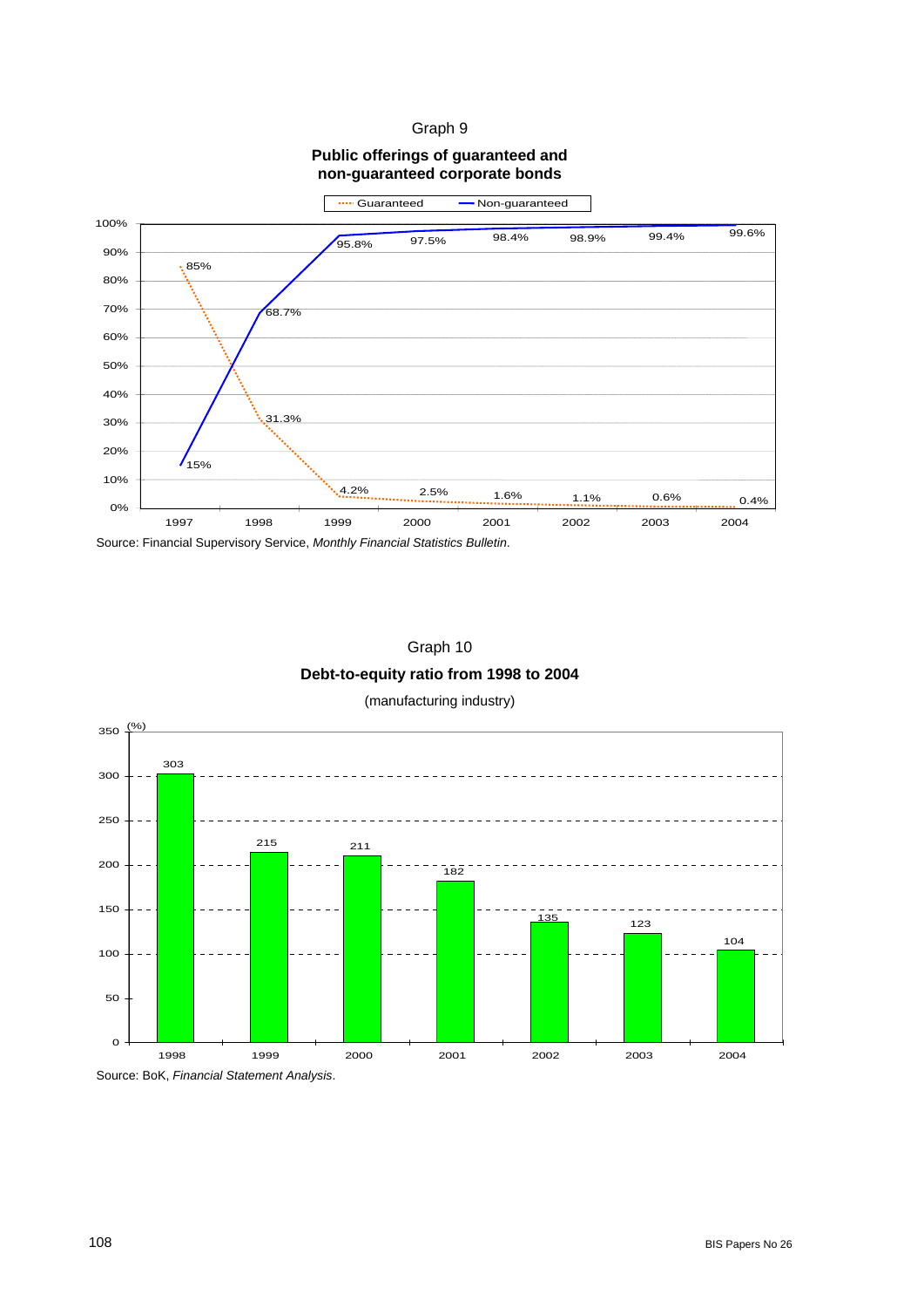Graph 9

**Public offerings of guaranteed and non-guaranteed corporate bonds**

| Year | Guaranteed | Non-guaranteed |
|---|---|---|
| 1997 | 85% | 15% |
| 1998 | 31.3% | 68.7% |
| 1999 | 4.2% | 95.8% |
| 2000 | 2.5% | 97.5% |
| 2001 | 1.6% | 98.4% |
| 2002 | 1.1% | 98.9% |
| 2003 | 0.6% | 99.4% |
| 2004 | 0.4% | 99.6% |

Source: Financial Supervisory Service, *Monthly Financial Statistics Bulletin*.

Graph 10

**Debt-to-equity ratio from 1998 to 2004**

(manufacturing industry)

| Year | (%) |
|---|---|
| 1998 | 303 |
| 1999 | 215 |
| 2000 | 211 |
| 2001 | 182 |
| 2002 | 135 |
| 2003 | 123 |
| 2004 | 104 |

Source: BoK, *Financial Statement Analysis*.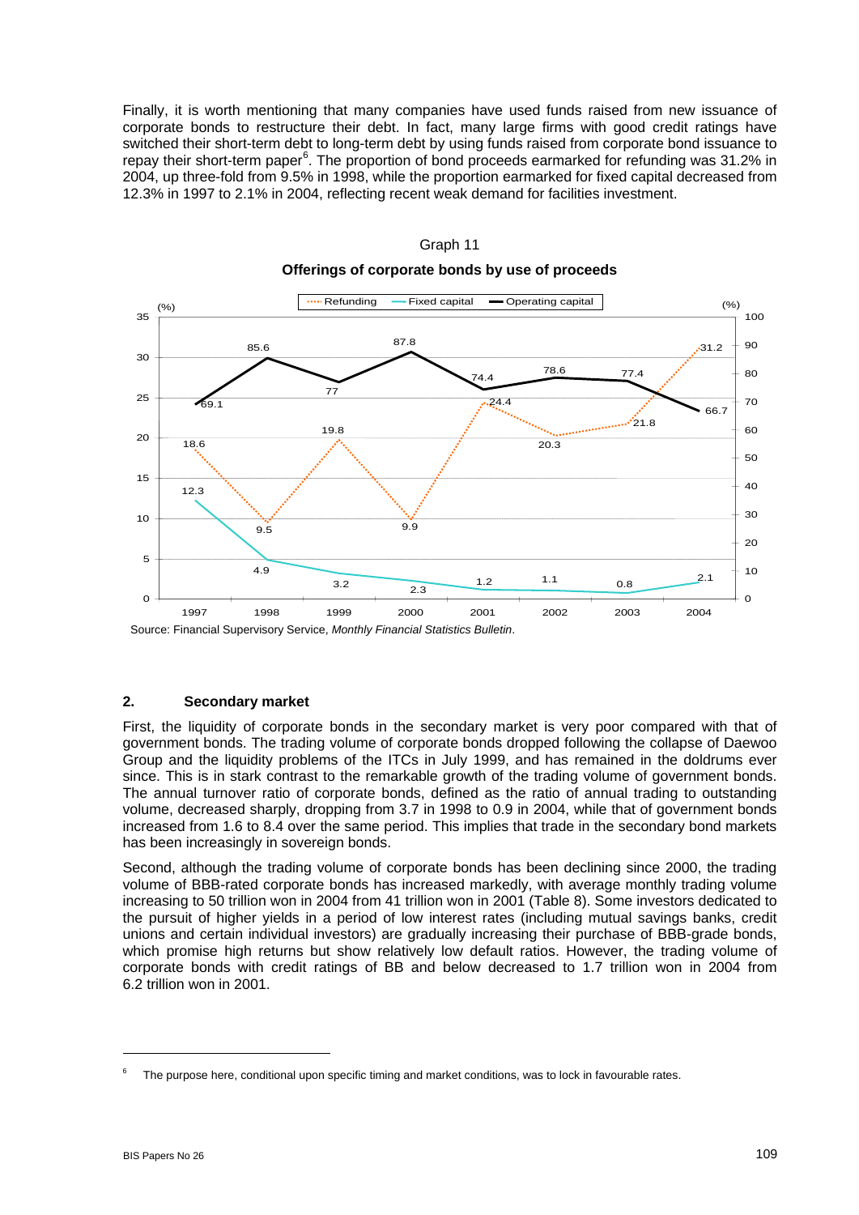Finally, it is worth mentioning that many companies have used funds raised from new issuance of corporate bonds to restructure their debt. In fact, many large firms with good credit ratings have switched their short-term debt to long-term debt by using funds raised from corporate bond issuance to repay their short-term paper[6]. The proportion of bond proceeds earmarked for refunding was 31.2% in 2004, up three-fold from 9.5% in 1998, while the proportion earmarked for fixed capital decreased from 12.3% in 1997 to 2.1% in 2004, reflecting recent weak demand for facilities investment.

Graph 11

**Offerings of corporate bonds by use of proceeds**

| Year | Refunding (%) | Fixed capital (%) | Operating capital (%, right scale) |
|---|---|---|---|
| 1997 | 18.6 | 12.3 | 69.1 |
| 1998 | 9.5 | 4.9 | 85.6 |
| 1999 | 19.8 | 3.2 | 77 |
| 2000 | 9.9 | 2.3 | 87.8 |
| 2001 | 24.4 | 1.2 | 74.4 |
| 2002 | 20.3 | 1.1 | 78.6 |
| 2003 | 21.8 | 0.8 | 77.4 |
| 2004 | 31.2 | 2.1 | 66.7 |

Source: Financial Supervisory Service, *Monthly Financial Statistics Bulletin*.

## 2. Secondary market

First, the liquidity of corporate bonds in the secondary market is very poor compared with that of government bonds. The trading volume of corporate bonds dropped following the collapse of Daewoo Group and the liquidity problems of the ITCs in July 1999, and has remained in the doldrums ever since. This is in stark contrast to the remarkable growth of the trading volume of government bonds. The annual turnover ratio of corporate bonds, defined as the ratio of annual trading to outstanding volume, decreased sharply, dropping from 3.7 in 1998 to 0.9 in 2004, while that of government bonds increased from 1.6 to 8.4 over the same period. This implies that trade in the secondary bond markets has been increasingly in sovereign bonds.

Second, although the trading volume of corporate bonds has been declining since 2000, the trading volume of BBB-rated corporate bonds has increased markedly, with average monthly trading volume increasing to 50 trillion won in 2004 from 41 trillion won in 2001 (Table 8). Some investors dedicated to the pursuit of higher yields in a period of low interest rates (including mutual savings banks, credit unions and certain individual investors) are gradually increasing their purchase of BBB-grade bonds, which promise high returns but show relatively low default ratios. However, the trading volume of corporate bonds with credit ratings of BB and below decreased to 1.7 trillion won in 2004 from 6.2 trillion won in 2001.

[6] The purpose here, conditional upon specific timing and market conditions, was to lock in favourable rates.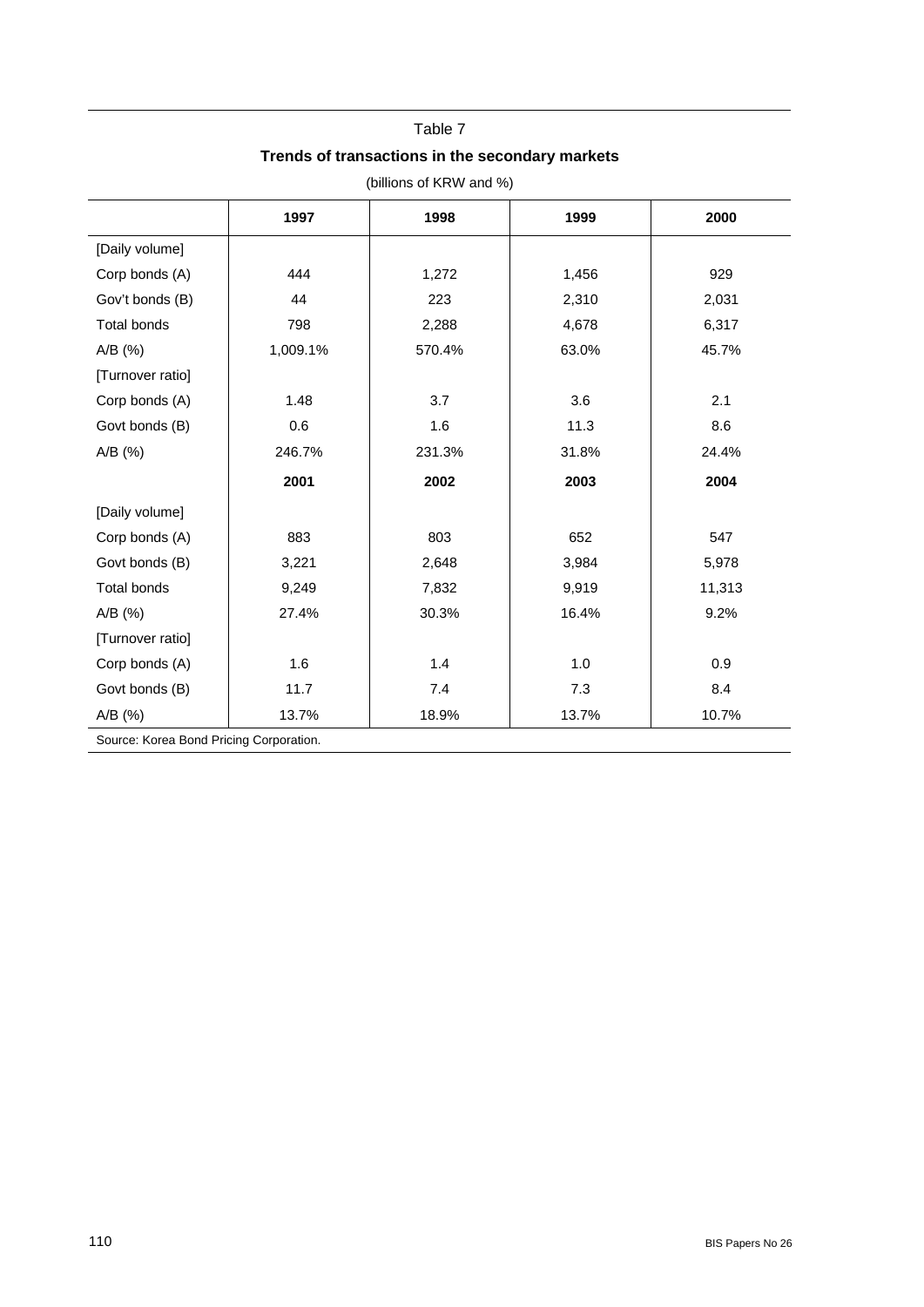Table 7

**Trends of transactions in the secondary markets**

(billions of KRW and %)

| | **1997** | **1998** | **1999** | **2000** |
|---|---|---|---|---|
| [Daily volume] | | | | |
| Corp bonds (A) | 444 | 1,272 | 1,456 | 929 |
| Gov't bonds (B) | 44 | 223 | 2,310 | 2,031 |
| Total bonds | 798 | 2,288 | 4,678 | 6,317 |
| A/B (%) | 1,009.1% | 570.4% | 63.0% | 45.7% |
| [Turnover ratio] | | | | |
| Corp bonds (A) | 1.48 | 3.7 | 3.6 | 2.1 |
| Govt bonds (B) | 0.6 | 1.6 | 11.3 | 8.6 |
| A/B (%) | 246.7% | 231.3% | 31.8% | 24.4% |
| | **2001** | **2002** | **2003** | **2004** |
| [Daily volume] | | | | |
| Corp bonds (A) | 883 | 803 | 652 | 547 |
| Govt bonds (B) | 3,221 | 2,648 | 3,984 | 5,978 |
| Total bonds | 9,249 | 7,832 | 9,919 | 11,313 |
| A/B (%) | 27.4% | 30.3% | 16.4% | 9.2% |
| [Turnover ratio] | | | | |
| Corp bonds (A) | 1.6 | 1.4 | 1.0 | 0.9 |
| Govt bonds (B) | 11.7 | 7.4 | 7.3 | 8.4 |
| A/B (%) | 13.7% | 18.9% | 13.7% | 10.7% |

Source: Korea Bond Pricing Corporation.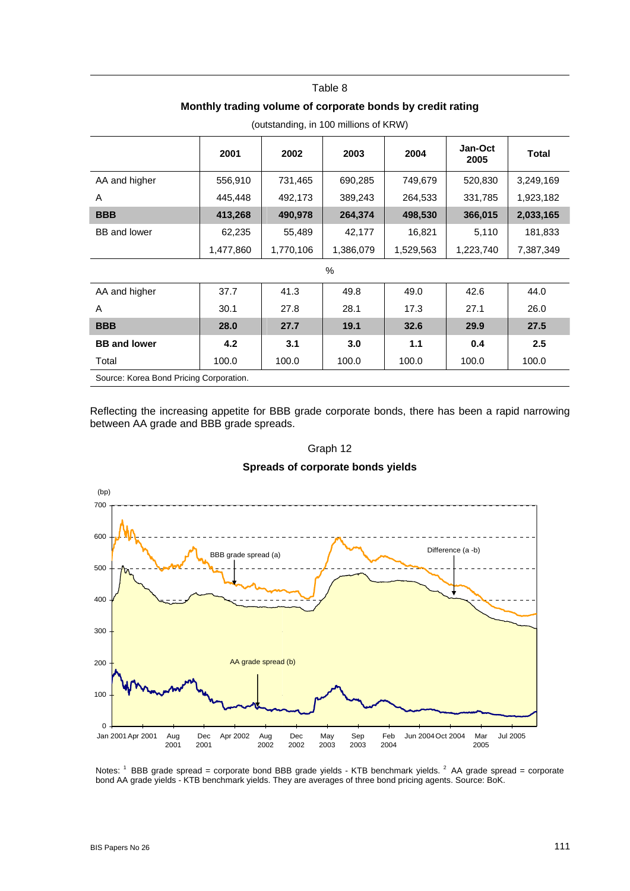Table 8

**Monthly trading volume of corporate bonds by credit rating**

(outstanding, in 100 millions of KRW)

| | 2001 | 2002 | 2003 | 2004 | Jan-Oct 2005 | Total |
|---|---|---|---|---|---|---|
| AA and higher | 556,910 | 731,465 | 690,285 | 749,679 | 520,830 | 3,249,169 |
| A | 445,448 | 492,173 | 389,243 | 264,533 | 331,785 | 1,923,182 |
| **BBB** | **413,268** | **490,978** | **264,374** | **498,530** | **366,015** | **2,033,165** |
| BB and lower | 62,235 | 55,489 | 42,177 | 16,821 | 5,110 | 181,833 |
| | 1,477,860 | 1,770,106 | 1,386,079 | 1,529,563 | 1,223,740 | 7,387,349 |
| | | | % | | | |
| AA and higher | 37.7 | 41.3 | 49.8 | 49.0 | 42.6 | 44.0 |
| A | 30.1 | 27.8 | 28.1 | 17.3 | 27.1 | 26.0 |
| **BBB** | **28.0** | **27.7** | **19.1** | **32.6** | **29.9** | **27.5** |
| **BB and lower** | **4.2** | **3.1** | **3.0** | **1.1** | **0.4** | **2.5** |
| Total | 100.0 | 100.0 | 100.0 | 100.0 | 100.0 | 100.0 |

Source: Korea Bond Pricing Corporation.

Reflecting the increasing appetite for BBB grade corporate bonds, there has been a rapid narrowing between AA grade and BBB grade spreads.

Graph 12

**Spreads of corporate bonds yields**

Notes: [1] BBB grade spread = corporate bond BBB grade yields - KTB benchmark yields. [2] AA grade spread = corporate bond AA grade yields - KTB benchmark yields. They are averages of three bond pricing agents. Source: BoK.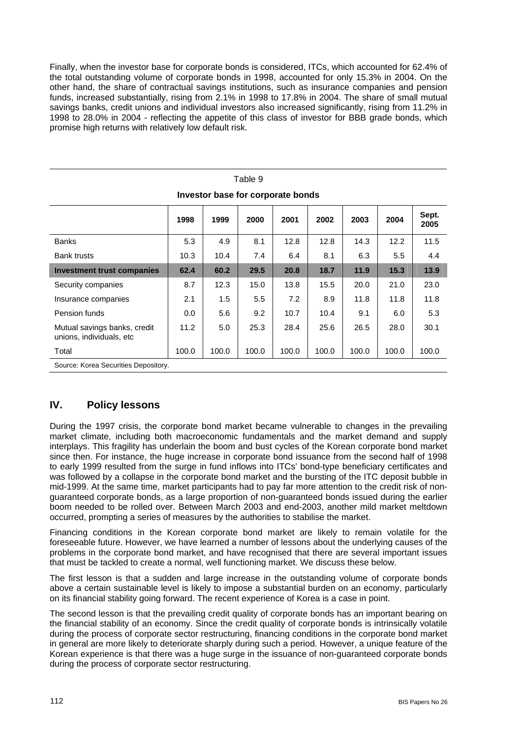Finally, when the investor base for corporate bonds is considered, ITCs, which accounted for 62.4% of the total outstanding volume of corporate bonds in 1998, accounted for only 15.3% in 2004. On the other hand, the share of contractual savings institutions, such as insurance companies and pension funds, increased substantially, rising from 2.1% in 1998 to 17.8% in 2004. The share of small mutual savings banks, credit unions and individual investors also increased significantly, rising from 11.2% in 1998 to 28.0% in 2004 - reflecting the appetite of this class of investor for BBB grade bonds, which promise high returns with relatively low default risk.

Table 9

**Investor base for corporate bonds**

| | 1998 | 1999 | 2000 | 2001 | 2002 | 2003 | 2004 | Sept. 2005 |
|---|---|---|---|---|---|---|---|---|
| Banks | 5.3 | 4.9 | 8.1 | 12.8 | 12.8 | 14.3 | 12.2 | 11.5 |
| Bank trusts | 10.3 | 10.4 | 7.4 | 6.4 | 8.1 | 6.3 | 5.5 | 4.4 |
| **Investment trust companies** | **62.4** | **60.2** | **29.5** | **20.8** | **18.7** | **11.9** | **15.3** | **13.9** |
| Security companies | 8.7 | 12.3 | 15.0 | 13.8 | 15.5 | 20.0 | 21.0 | 23.0 |
| Insurance companies | 2.1 | 1.5 | 5.5 | 7.2 | 8.9 | 11.8 | 11.8 | 11.8 |
| Pension funds | 0.0 | 5.6 | 9.2 | 10.7 | 10.4 | 9.1 | 6.0 | 5.3 |
| Mutual savings banks, credit unions, individuals, etc | 11.2 | 5.0 | 25.3 | 28.4 | 25.6 | 26.5 | 28.0 | 30.1 |
| Total | 100.0 | 100.0 | 100.0 | 100.0 | 100.0 | 100.0 | 100.0 | 100.0 |

Source: Korea Securities Depository.

## IV. Policy lessons

During the 1997 crisis, the corporate bond market became vulnerable to changes in the prevailing market climate, including both macroeconomic fundamentals and the market demand and supply interplays. This fragility has underlain the boom and bust cycles of the Korean corporate bond market since then. For instance, the huge increase in corporate bond issuance from the second half of 1998 to early 1999 resulted from the surge in fund inflows into ITCs' bond-type beneficiary certificates and was followed by a collapse in the corporate bond market and the bursting of the ITC deposit bubble in mid-1999. At the same time, market participants had to pay far more attention to the credit risk of non-guaranteed corporate bonds, as a large proportion of non-guaranteed bonds issued during the earlier boom needed to be rolled over. Between March 2003 and end-2003, another mild market meltdown occurred, prompting a series of measures by the authorities to stabilise the market.

Financing conditions in the Korean corporate bond market are likely to remain volatile for the foreseeable future. However, we have learned a number of lessons about the underlying causes of the problems in the corporate bond market, and have recognised that there are several important issues that must be tackled to create a normal, well functioning market. We discuss these below.

The first lesson is that a sudden and large increase in the outstanding volume of corporate bonds above a certain sustainable level is likely to impose a substantial burden on an economy, particularly on its financial stability going forward. The recent experience of Korea is a case in point.

The second lesson is that the prevailing credit quality of corporate bonds has an important bearing on the financial stability of an economy. Since the credit quality of corporate bonds is intrinsically volatile during the process of corporate sector restructuring, financing conditions in the corporate bond market in general are more likely to deteriorate sharply during such a period. However, a unique feature of the Korean experience is that there was a huge surge in the issuance of non-guaranteed corporate bonds during the process of corporate sector restructuring.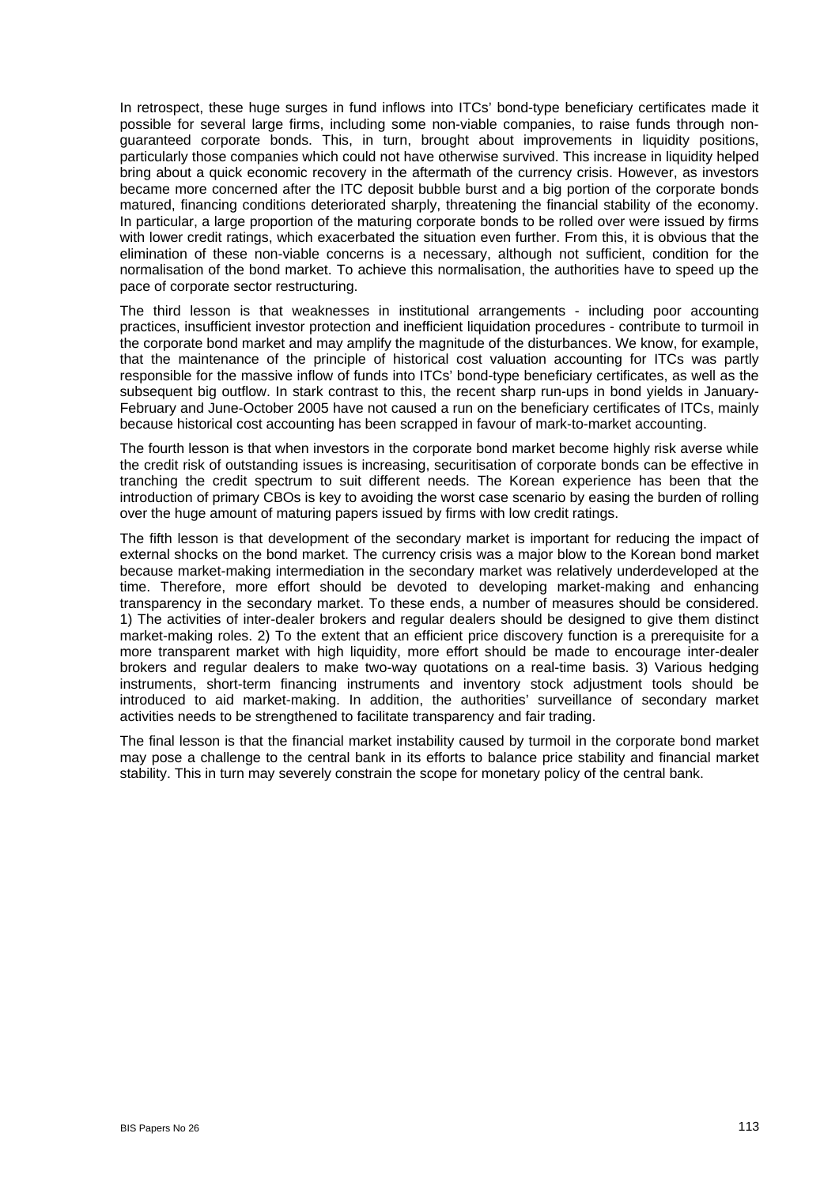In retrospect, these huge surges in fund inflows into ITCs' bond-type beneficiary certificates made it possible for several large firms, including some non-viable companies, to raise funds through non-guaranteed corporate bonds. This, in turn, brought about improvements in liquidity positions, particularly those companies which could not have otherwise survived. This increase in liquidity helped bring about a quick economic recovery in the aftermath of the currency crisis. However, as investors became more concerned after the ITC deposit bubble burst and a big portion of the corporate bonds matured, financing conditions deteriorated sharply, threatening the financial stability of the economy. In particular, a large proportion of the maturing corporate bonds to be rolled over were issued by firms with lower credit ratings, which exacerbated the situation even further. From this, it is obvious that the elimination of these non-viable concerns is a necessary, although not sufficient, condition for the normalisation of the bond market. To achieve this normalisation, the authorities have to speed up the pace of corporate sector restructuring.

The third lesson is that weaknesses in institutional arrangements - including poor accounting practices, insufficient investor protection and inefficient liquidation procedures - contribute to turmoil in the corporate bond market and may amplify the magnitude of the disturbances. We know, for example, that the maintenance of the principle of historical cost valuation accounting for ITCs was partly responsible for the massive inflow of funds into ITCs' bond-type beneficiary certificates, as well as the subsequent big outflow. In stark contrast to this, the recent sharp run-ups in bond yields in January-February and June-October 2005 have not caused a run on the beneficiary certificates of ITCs, mainly because historical cost accounting has been scrapped in favour of mark-to-market accounting.

The fourth lesson is that when investors in the corporate bond market become highly risk averse while the credit risk of outstanding issues is increasing, securitisation of corporate bonds can be effective in tranching the credit spectrum to suit different needs. The Korean experience has been that the introduction of primary CBOs is key to avoiding the worst case scenario by easing the burden of rolling over the huge amount of maturing papers issued by firms with low credit ratings.

The fifth lesson is that development of the secondary market is important for reducing the impact of external shocks on the bond market. The currency crisis was a major blow to the Korean bond market because market-making intermediation in the secondary market was relatively underdeveloped at the time. Therefore, more effort should be devoted to developing market-making and enhancing transparency in the secondary market. To these ends, a number of measures should be considered. 1) The activities of inter-dealer brokers and regular dealers should be designed to give them distinct market-making roles. 2) To the extent that an efficient price discovery function is a prerequisite for a more transparent market with high liquidity, more effort should be made to encourage inter-dealer brokers and regular dealers to make two-way quotations on a real-time basis. 3) Various hedging instruments, short-term financing instruments and inventory stock adjustment tools should be introduced to aid market-making. In addition, the authorities' surveillance of secondary market activities needs to be strengthened to facilitate transparency and fair trading.

The final lesson is that the financial market instability caused by turmoil in the corporate bond market may pose a challenge to the central bank in its efforts to balance price stability and financial market stability. This in turn may severely constrain the scope for monetary policy of the central bank.